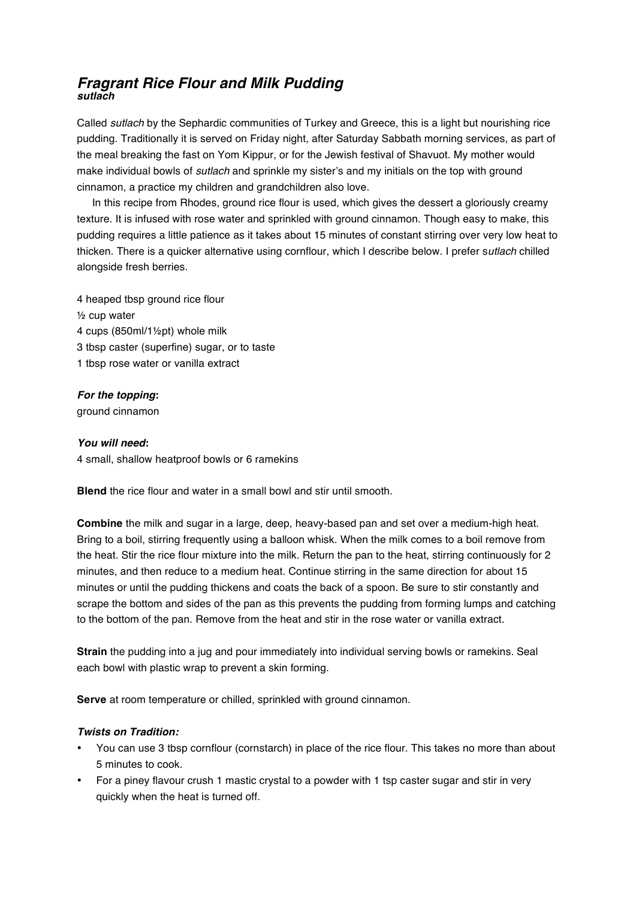# *Fragrant Rice Flour and Milk Pudding*
***sutlach***

Called *sutlach* by the Sephardic communities of Turkey and Greece, this is a light but nourishing rice pudding. Traditionally it is served on Friday night, after Saturday Sabbath morning services, as part of the meal breaking the fast on Yom Kippur, or for the Jewish festival of Shavuot. My mother would make individual bowls of *sutlach* and sprinkle my sister's and my initials on the top with ground cinnamon, a practice my children and grandchildren also love.

In this recipe from Rhodes, ground rice flour is used, which gives the dessert a gloriously creamy texture. It is infused with rose water and sprinkled with ground cinnamon. Though easy to make, this pudding requires a little patience as it takes about 15 minutes of constant stirring over very low heat to thicken. There is a quicker alternative using cornflour, which I describe below. I prefer s*utlach* chilled alongside fresh berries.

4 heaped tbsp ground rice flour
½ cup water
4 cups (850ml/1½pt) whole milk
3 tbsp caster (superfine) sugar, or to taste
1 tbsp rose water or vanilla extract

***For the topping*:**
ground cinnamon

***You will need*:**
4 small, shallow heatproof bowls or 6 ramekins

**Blend** the rice flour and water in a small bowl and stir until smooth.

**Combine** the milk and sugar in a large, deep, heavy-based pan and set over a medium-high heat. Bring to a boil, stirring frequently using a balloon whisk. When the milk comes to a boil remove from the heat. Stir the rice flour mixture into the milk. Return the pan to the heat, stirring continuously for 2 minutes, and then reduce to a medium heat. Continue stirring in the same direction for about 15 minutes or until the pudding thickens and coats the back of a spoon. Be sure to stir constantly and scrape the bottom and sides of the pan as this prevents the pudding from forming lumps and catching to the bottom of the pan. Remove from the heat and stir in the rose water or vanilla extract.

**Strain** the pudding into a jug and pour immediately into individual serving bowls or ramekins. Seal each bowl with plastic wrap to prevent a skin forming.

**Serve** at room temperature or chilled, sprinkled with ground cinnamon.

***Twists on Tradition:***

- You can use 3 tbsp cornflour (cornstarch) in place of the rice flour. This takes no more than about 5 minutes to cook.
- For a piney flavour crush 1 mastic crystal to a powder with 1 tsp caster sugar and stir in very quickly when the heat is turned off.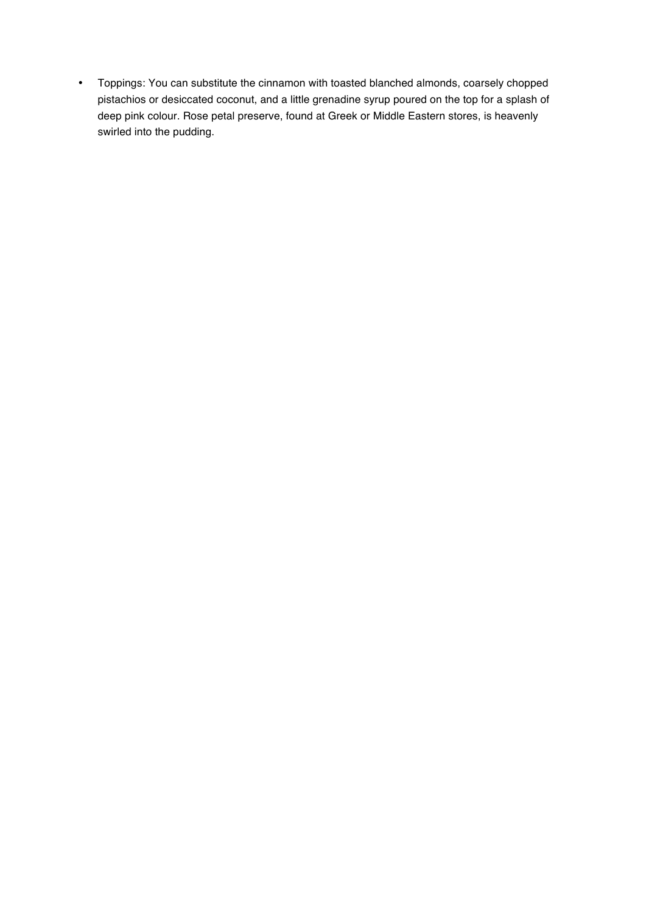- Toppings: You can substitute the cinnamon with toasted blanched almonds, coarsely chopped pistachios or desiccated coconut, and a little grenadine syrup poured on the top for a splash of deep pink colour. Rose petal preserve, found at Greek or Middle Eastern stores, is heavenly swirled into the pudding.